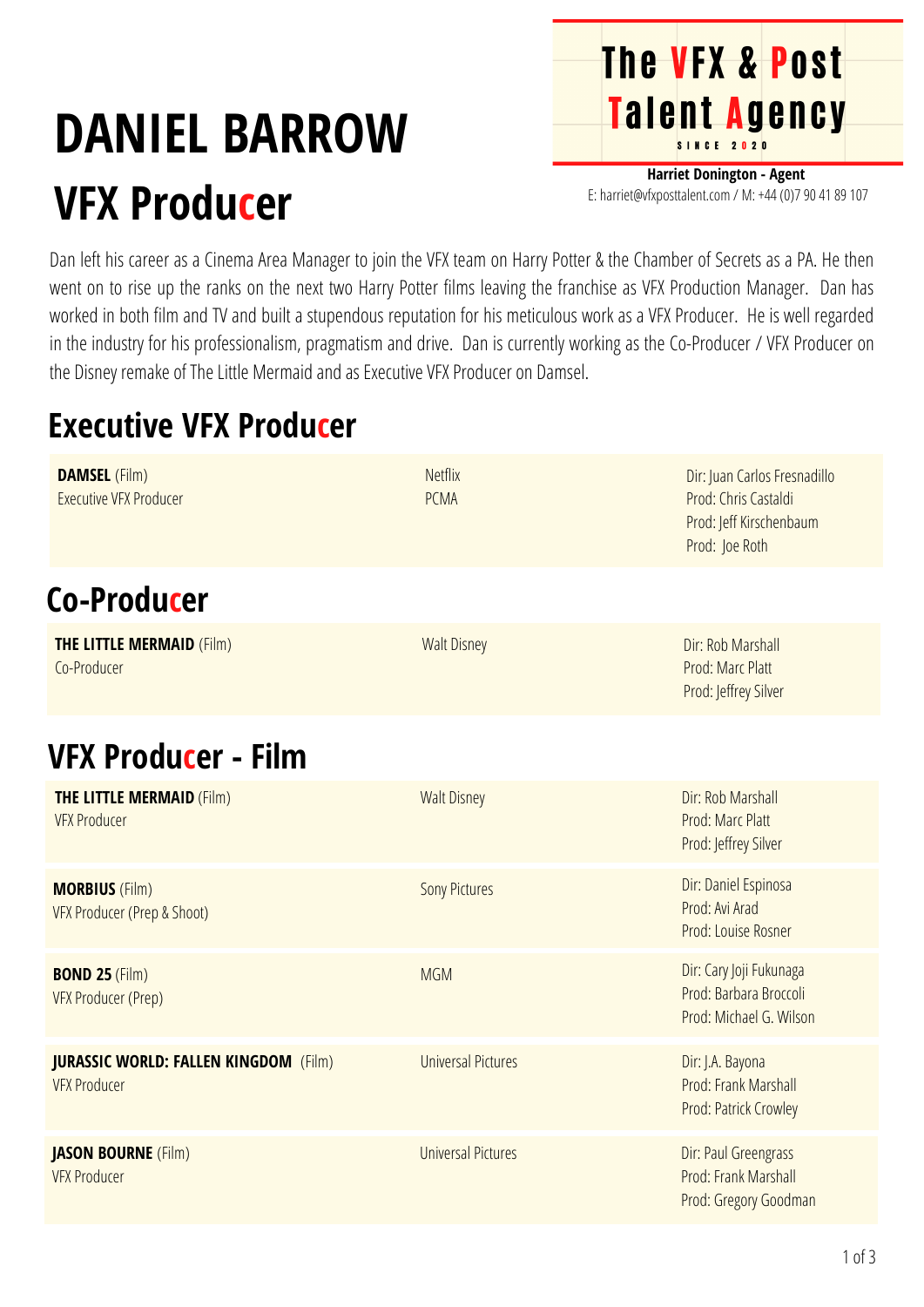# DANIEL BARROW

## VFX Producer

**The VFX & Post Talent Agency**
SINCE 2020

**Harriet Donington - Agent**
E: harriet@vfxposttalent.com / M: +44 (0)7 90 41 89 107

Dan left his career as a Cinema Area Manager to join the VFX team on Harry Potter & the Chamber of Secrets as a PA. He then went on to rise up the ranks on the next two Harry Potter films leaving the franchise as VFX Production Manager. Dan has worked in both film and TV and built a stupendous reputation for his meticulous work as a VFX Producer. He is well regarded in the industry for his professionalism, pragmatism and drive. Dan is currently working as the Co-Producer / VFX Producer on the Disney remake of The Little Mermaid and as Executive VFX Producer on Damsel.

## Executive VFX Producer

| | | |
|---|---|---|
| **DAMSEL** (Film)<br>Executive VFX Producer | Netflix<br>PCMA | Dir: Juan Carlos Fresnadillo<br>Prod: Chris Castaldi<br>Prod: Jeff Kirschenbaum<br>Prod: Joe Roth |

## Co-Producer

| | | |
|---|---|---|
| **THE LITTLE MERMAID** (Film)<br>Co-Producer | Walt Disney | Dir: Rob Marshall<br>Prod: Marc Platt<br>Prod: Jeffrey Silver |

## VFX Producer - Film

| | | |
|---|---|---|
| **THE LITTLE MERMAID** (Film)<br>VFX Producer | Walt Disney | Dir: Rob Marshall<br>Prod: Marc Platt<br>Prod: Jeffrey Silver |
| **MORBIUS** (Film)<br>VFX Producer (Prep & Shoot) | Sony Pictures | Dir: Daniel Espinosa<br>Prod: Avi Arad<br>Prod: Louise Rosner |
| **BOND 25** (Film)<br>VFX Producer (Prep) | MGM | Dir: Cary Joji Fukunaga<br>Prod: Barbara Broccoli<br>Prod: Michael G. Wilson |
| **JURASSIC WORLD: FALLEN KINGDOM** (Film)<br>VFX Producer | Universal Pictures | Dir: J.A. Bayona<br>Prod: Frank Marshall<br>Prod: Patrick Crowley |
| **JASON BOURNE** (Film)<br>VFX Producer | Universal Pictures | Dir: Paul Greengrass<br>Prod: Frank Marshall<br>Prod: Gregory Goodman |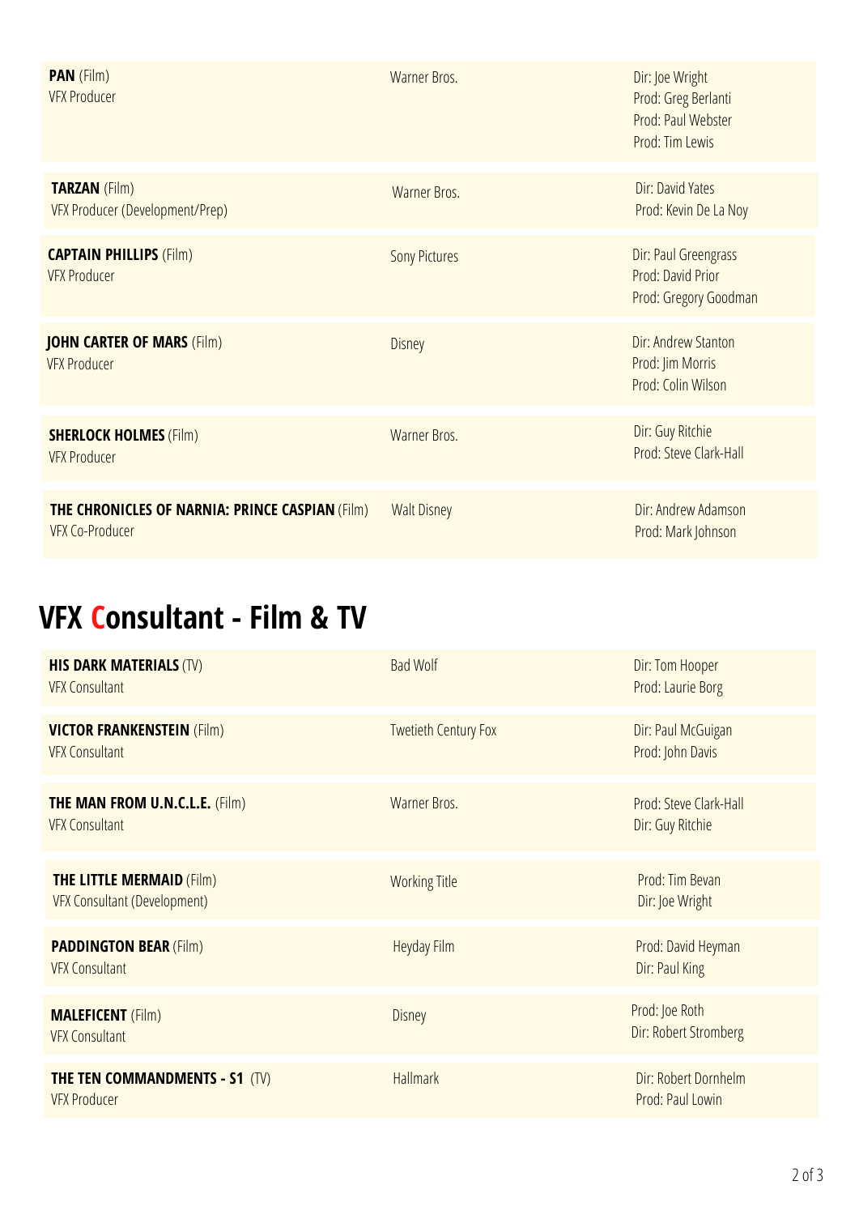| Title / Role | Company | Director / Producer |
|---|---|---|
| **PAN** (Film)<br>VFX Producer | Warner Bros. | Dir: Joe Wright<br>Prod: Greg Berlanti<br>Prod: Paul Webster<br>Prod: Tim Lewis |
| **TARZAN** (Film)<br>VFX Producer (Development/Prep) | Warner Bros. | Dir: David Yates<br>Prod: Kevin De La Noy |
| **CAPTAIN PHILLIPS** (Film)<br>VFX Producer | Sony Pictures | Dir: Paul Greengrass<br>Prod: David Prior<br>Prod: Gregory Goodman |
| **JOHN CARTER OF MARS** (Film)<br>VFX Producer | Disney | Dir: Andrew Stanton<br>Prod: Jim Morris<br>Prod: Colin Wilson |
| **SHERLOCK HOLMES** (Film)<br>VFX Producer | Warner Bros. | Dir: Guy Ritchie<br>Prod: Steve Clark-Hall |
| **THE CHRONICLES OF NARNIA: PRINCE CASPIAN** (Film)<br>VFX Co-Producer | Walt Disney | Dir: Andrew Adamson<br>Prod: Mark Johnson |

## VFX Consultant - Film & TV

| Title / Role | Company | Director / Producer |
|---|---|---|
| **HIS DARK MATERIALS** (TV)<br>VFX Consultant | Bad Wolf | Dir: Tom Hooper<br>Prod: Laurie Borg |
| **VICTOR FRANKENSTEIN** (Film)<br>VFX Consultant | Twetieth Century Fox | Dir: Paul McGuigan<br>Prod: John Davis |
| **THE MAN FROM U.N.C.L.E.** (Film)<br>VFX Consultant | Warner Bros. | Prod: Steve Clark-Hall<br>Dir: Guy Ritchie |
| **THE LITTLE MERMAID** (Film)<br>VFX Consultant (Development) | Working Title | Prod: Tim Bevan<br>Dir: Joe Wright |
| **PADDINGTON BEAR** (Film)<br>VFX Consultant | Heyday Film | Prod: David Heyman<br>Dir: Paul King |
| **MALEFICENT** (Film)<br>VFX Consultant | Disney | Prod: Joe Roth<br>Dir: Robert Stromberg |
| **THE TEN COMMANDMENTS - S1** (TV)<br>VFX Producer | Hallmark | Dir: Robert Dornhelm<br>Prod: Paul Lowin |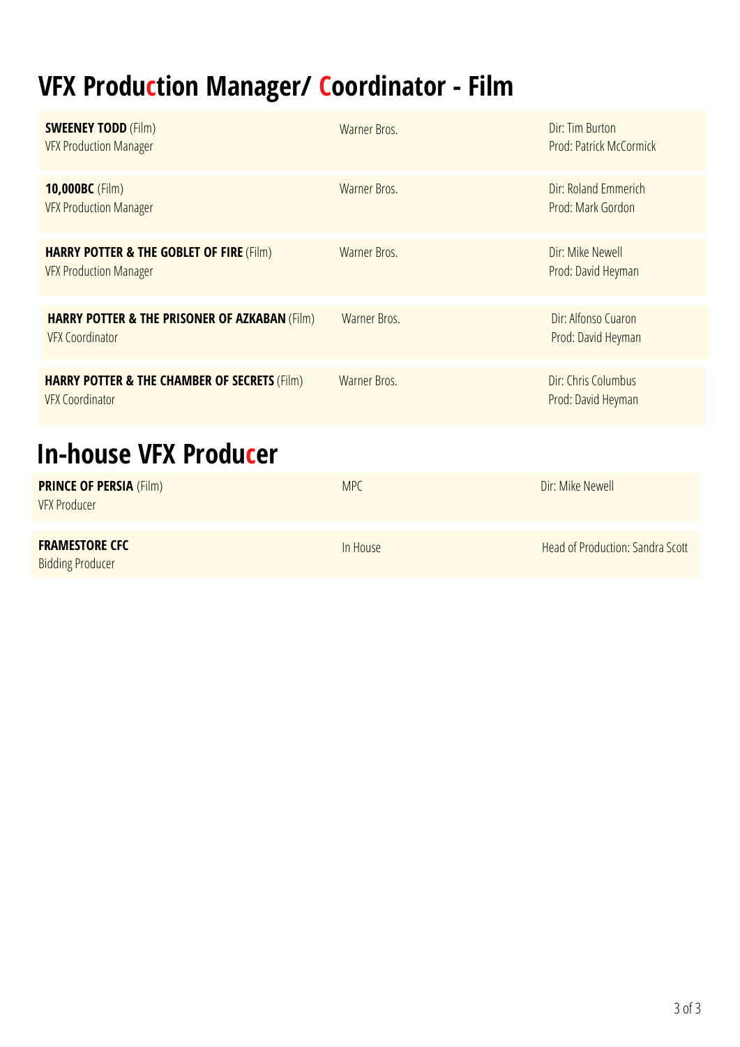## VFX Production Manager/ Coordinator - Film

| | | |
|---|---|---|
| **SWEENEY TODD** (Film)<br>VFX Production Manager | Warner Bros. | Dir: Tim Burton<br>Prod: Patrick McCormick |
| **10,000BC** (Film)<br>VFX Production Manager | Warner Bros. | Dir: Roland Emmerich<br>Prod: Mark Gordon |
| **HARRY POTTER & THE GOBLET OF FIRE** (Film)<br>VFX Production Manager | Warner Bros. | Dir: Mike Newell<br>Prod: David Heyman |
| **HARRY POTTER & THE PRISONER OF AZKABAN** (Film)<br>VFX Coordinator | Warner Bros. | Dir: Alfonso Cuaron<br>Prod: David Heyman |
| **HARRY POTTER & THE CHAMBER OF SECRETS** (Film)<br>VFX Coordinator | Warner Bros. | Dir: Chris Columbus<br>Prod: David Heyman |

## In-house VFX Producer

| | | |
|---|---|---|
| **PRINCE OF PERSIA** (Film)<br>VFX Producer | MPC | Dir: Mike Newell |
| **FRAMESTORE CFC**<br>Bidding Producer | In House | Head of Production: Sandra Scott |